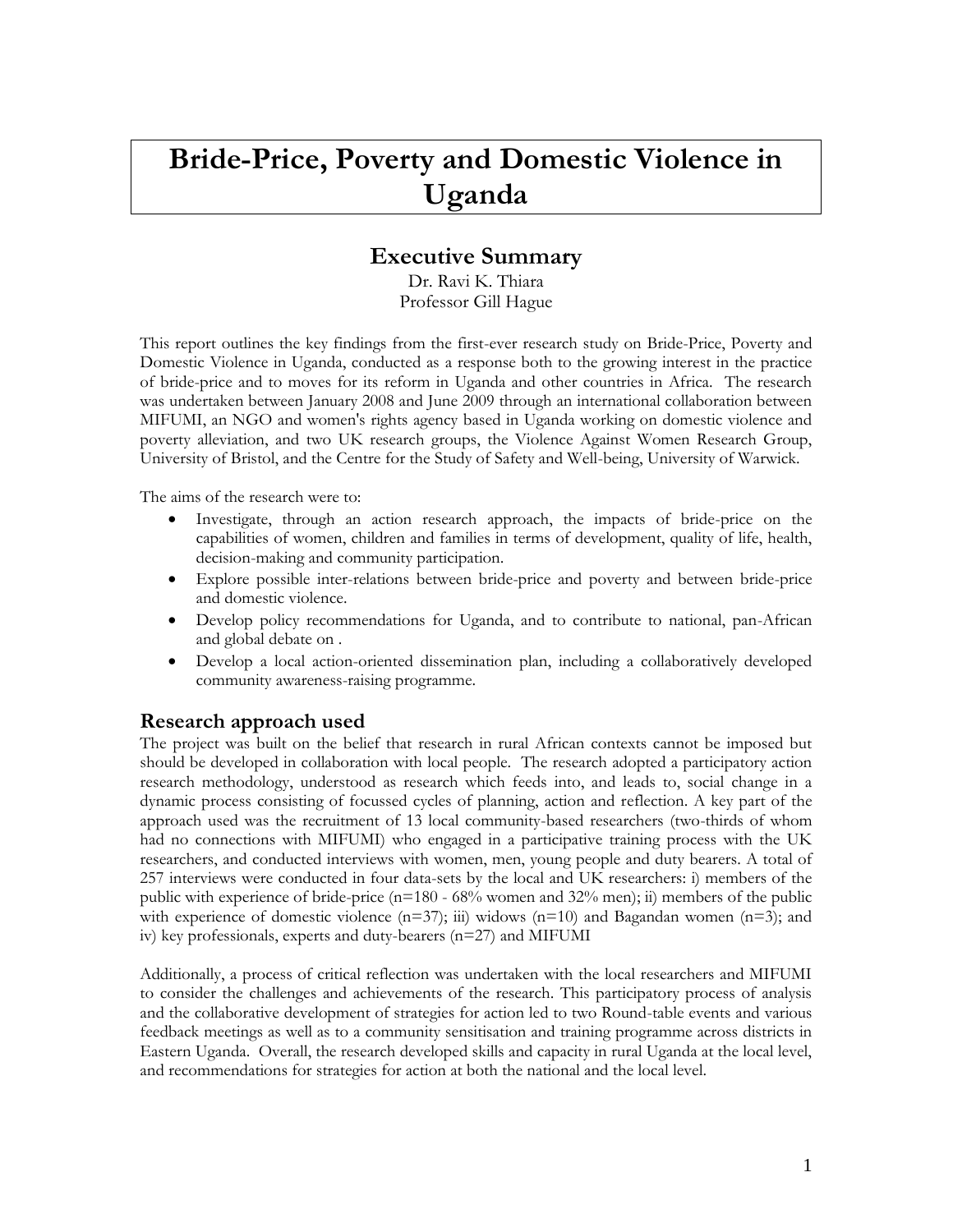# Bride-Price, Poverty and Domestic Violence in Uganda

## Executive Summary

Dr. Ravi K. Thiara
Professor Gill Hague

This report outlines the key findings from the first-ever research study on Bride-Price, Poverty and Domestic Violence in Uganda, conducted as a response both to the growing interest in the practice of bride-price and to moves for its reform in Uganda and other countries in Africa. The research was undertaken between January 2008 and June 2009 through an international collaboration between MIFUMI, an NGO and women's rights agency based in Uganda working on domestic violence and poverty alleviation, and two UK research groups, the Violence Against Women Research Group, University of Bristol, and the Centre for the Study of Safety and Well-being, University of Warwick.

The aims of the research were to:

- Investigate, through an action research approach, the impacts of bride-price on the capabilities of women, children and families in terms of development, quality of life, health, decision-making and community participation.
- Explore possible inter-relations between bride-price and poverty and between bride-price and domestic violence.
- Develop policy recommendations for Uganda, and to contribute to national, pan-African and global debate on .
- Develop a local action-oriented dissemination plan, including a collaboratively developed community awareness-raising programme.

### Research approach used

The project was built on the belief that research in rural African contexts cannot be imposed but should be developed in collaboration with local people. The research adopted a participatory action research methodology, understood as research which feeds into, and leads to, social change in a dynamic process consisting of focussed cycles of planning, action and reflection. A key part of the approach used was the recruitment of 13 local community-based researchers (two-thirds of whom had no connections with MIFUMI) who engaged in a participative training process with the UK researchers, and conducted interviews with women, men, young people and duty bearers. A total of 257 interviews were conducted in four data-sets by the local and UK researchers: i) members of the public with experience of bride-price (n=180 - 68% women and 32% men); ii) members of the public with experience of domestic violence (n=37); iii) widows (n=10) and Bagandan women (n=3); and iv) key professionals, experts and duty-bearers (n=27) and MIFUMI

Additionally, a process of critical reflection was undertaken with the local researchers and MIFUMI to consider the challenges and achievements of the research. This participatory process of analysis and the collaborative development of strategies for action led to two Round-table events and various feedback meetings as well as to a community sensitisation and training programme across districts in Eastern Uganda. Overall, the research developed skills and capacity in rural Uganda at the local level, and recommendations for strategies for action at both the national and the local level.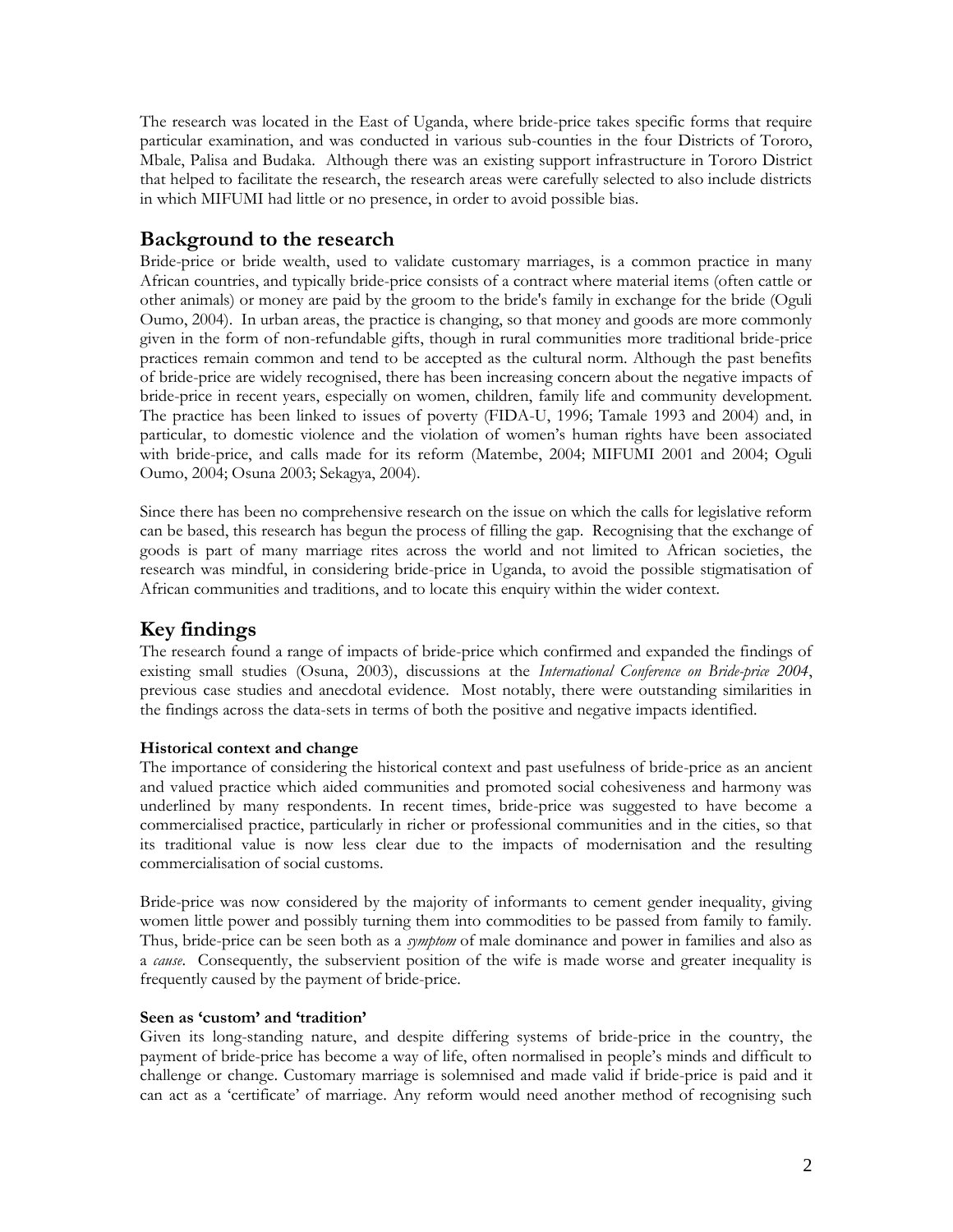The research was located in the East of Uganda, where bride-price takes specific forms that require particular examination, and was conducted in various sub-counties in the four Districts of Tororo, Mbale, Palisa and Budaka. Although there was an existing support infrastructure in Tororo District that helped to facilitate the research, the research areas were carefully selected to also include districts in which MIFUMI had little or no presence, in order to avoid possible bias.

## Background to the research

Bride-price or bride wealth, used to validate customary marriages, is a common practice in many African countries, and typically bride-price consists of a contract where material items (often cattle or other animals) or money are paid by the groom to the bride's family in exchange for the bride (Oguli Oumo, 2004). In urban areas, the practice is changing, so that money and goods are more commonly given in the form of non-refundable gifts, though in rural communities more traditional bride-price practices remain common and tend to be accepted as the cultural norm. Although the past benefits of bride-price are widely recognised, there has been increasing concern about the negative impacts of bride-price in recent years, especially on women, children, family life and community development. The practice has been linked to issues of poverty (FIDA-U, 1996; Tamale 1993 and 2004) and, in particular, to domestic violence and the violation of women's human rights have been associated with bride-price, and calls made for its reform (Matembe, 2004; MIFUMI 2001 and 2004; Oguli Oumo, 2004; Osuna 2003; Sekagya, 2004).

Since there has been no comprehensive research on the issue on which the calls for legislative reform can be based, this research has begun the process of filling the gap. Recognising that the exchange of goods is part of many marriage rites across the world and not limited to African societies, the research was mindful, in considering bride-price in Uganda, to avoid the possible stigmatisation of African communities and traditions, and to locate this enquiry within the wider context.

## Key findings

The research found a range of impacts of bride-price which confirmed and expanded the findings of existing small studies (Osuna, 2003), discussions at the *International Conference on Bride-price 2004*, previous case studies and anecdotal evidence. Most notably, there were outstanding similarities in the findings across the data-sets in terms of both the positive and negative impacts identified.

#### Historical context and change

The importance of considering the historical context and past usefulness of bride-price as an ancient and valued practice which aided communities and promoted social cohesiveness and harmony was underlined by many respondents. In recent times, bride-price was suggested to have become a commercialised practice, particularly in richer or professional communities and in the cities, so that its traditional value is now less clear due to the impacts of modernisation and the resulting commercialisation of social customs.

Bride-price was now considered by the majority of informants to cement gender inequality, giving women little power and possibly turning them into commodities to be passed from family to family. Thus, bride-price can be seen both as a *symptom* of male dominance and power in families and also as a *cause*. Consequently, the subservient position of the wife is made worse and greater inequality is frequently caused by the payment of bride-price.

#### Seen as 'custom' and 'tradition'

Given its long-standing nature, and despite differing systems of bride-price in the country, the payment of bride-price has become a way of life, often normalised in people's minds and difficult to challenge or change. Customary marriage is solemnised and made valid if bride-price is paid and it can act as a 'certificate' of marriage. Any reform would need another method of recognising such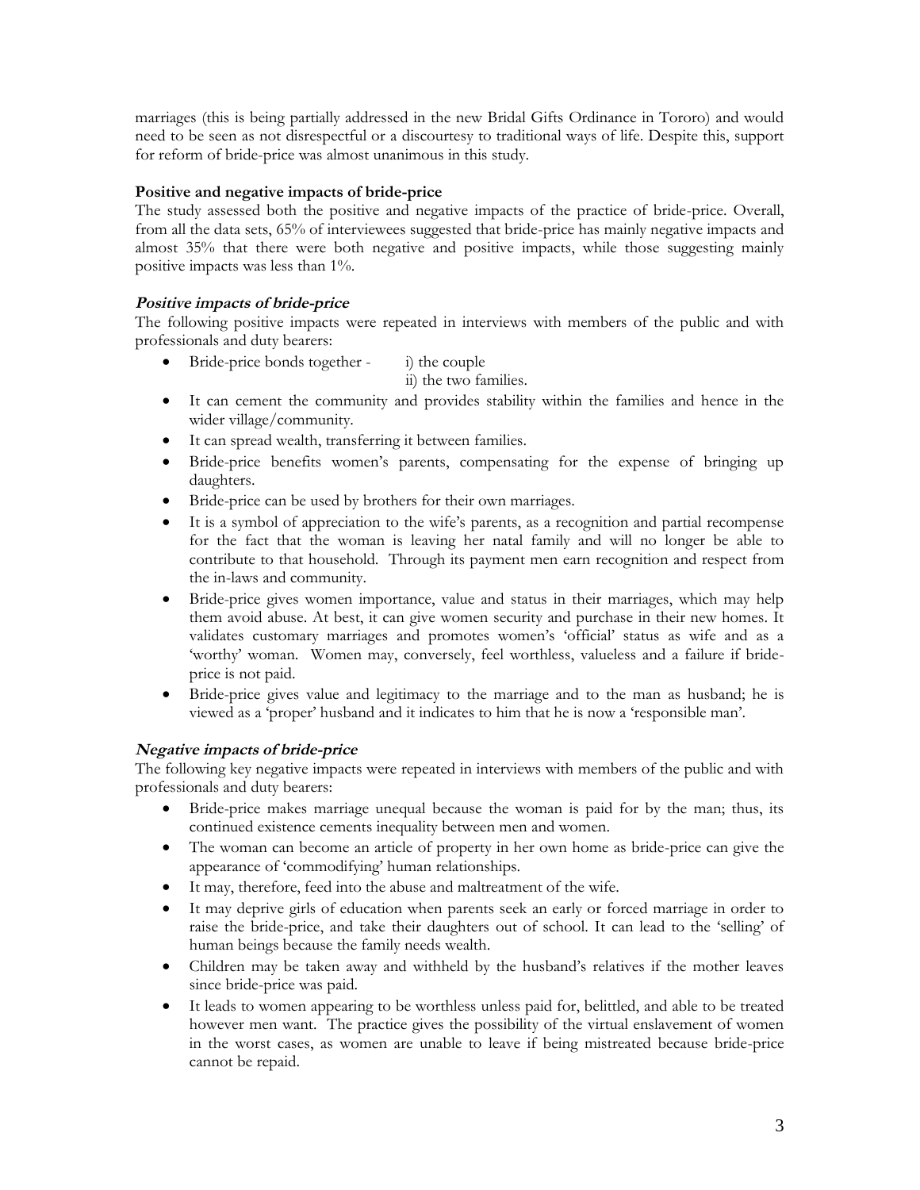marriages (this is being partially addressed in the new Bridal Gifts Ordinance in Tororo) and would need to be seen as not disrespectful or a discourtesy to traditional ways of life. Despite this, support for reform of bride-price was almost unanimous in this study.

**Positive and negative impacts of bride-price**

The study assessed both the positive and negative impacts of the practice of bride-price. Overall, from all the data sets, 65% of interviewees suggested that bride-price has mainly negative impacts and almost 35% that there were both negative and positive impacts, while those suggesting mainly positive impacts was less than 1%.

***Positive impacts of bride-price***

The following positive impacts were repeated in interviews with members of the public and with professionals and duty bearers:

- Bride-price bonds together - i) the couple
  ii) the two families.
- It can cement the community and provides stability within the families and hence in the wider village/community.
- It can spread wealth, transferring it between families.
- Bride-price benefits women's parents, compensating for the expense of bringing up daughters.
- Bride-price can be used by brothers for their own marriages.
- It is a symbol of appreciation to the wife's parents, as a recognition and partial recompense for the fact that the woman is leaving her natal family and will no longer be able to contribute to that household. Through its payment men earn recognition and respect from the in-laws and community.
- Bride-price gives women importance, value and status in their marriages, which may help them avoid abuse. At best, it can give women security and purchase in their new homes. It validates customary marriages and promotes women's 'official' status as wife and as a 'worthy' woman. Women may, conversely, feel worthless, valueless and a failure if bride-price is not paid.
- Bride-price gives value and legitimacy to the marriage and to the man as husband; he is viewed as a 'proper' husband and it indicates to him that he is now a 'responsible man'.

***Negative impacts of bride-price***

The following key negative impacts were repeated in interviews with members of the public and with professionals and duty bearers:

- Bride-price makes marriage unequal because the woman is paid for by the man; thus, its continued existence cements inequality between men and women.
- The woman can become an article of property in her own home as bride-price can give the appearance of 'commodifying' human relationships.
- It may, therefore, feed into the abuse and maltreatment of the wife.
- It may deprive girls of education when parents seek an early or forced marriage in order to raise the bride-price, and take their daughters out of school. It can lead to the 'selling' of human beings because the family needs wealth.
- Children may be taken away and withheld by the husband's relatives if the mother leaves since bride-price was paid.
- It leads to women appearing to be worthless unless paid for, belittled, and able to be treated however men want. The practice gives the possibility of the virtual enslavement of women in the worst cases, as women are unable to leave if being mistreated because bride-price cannot be repaid.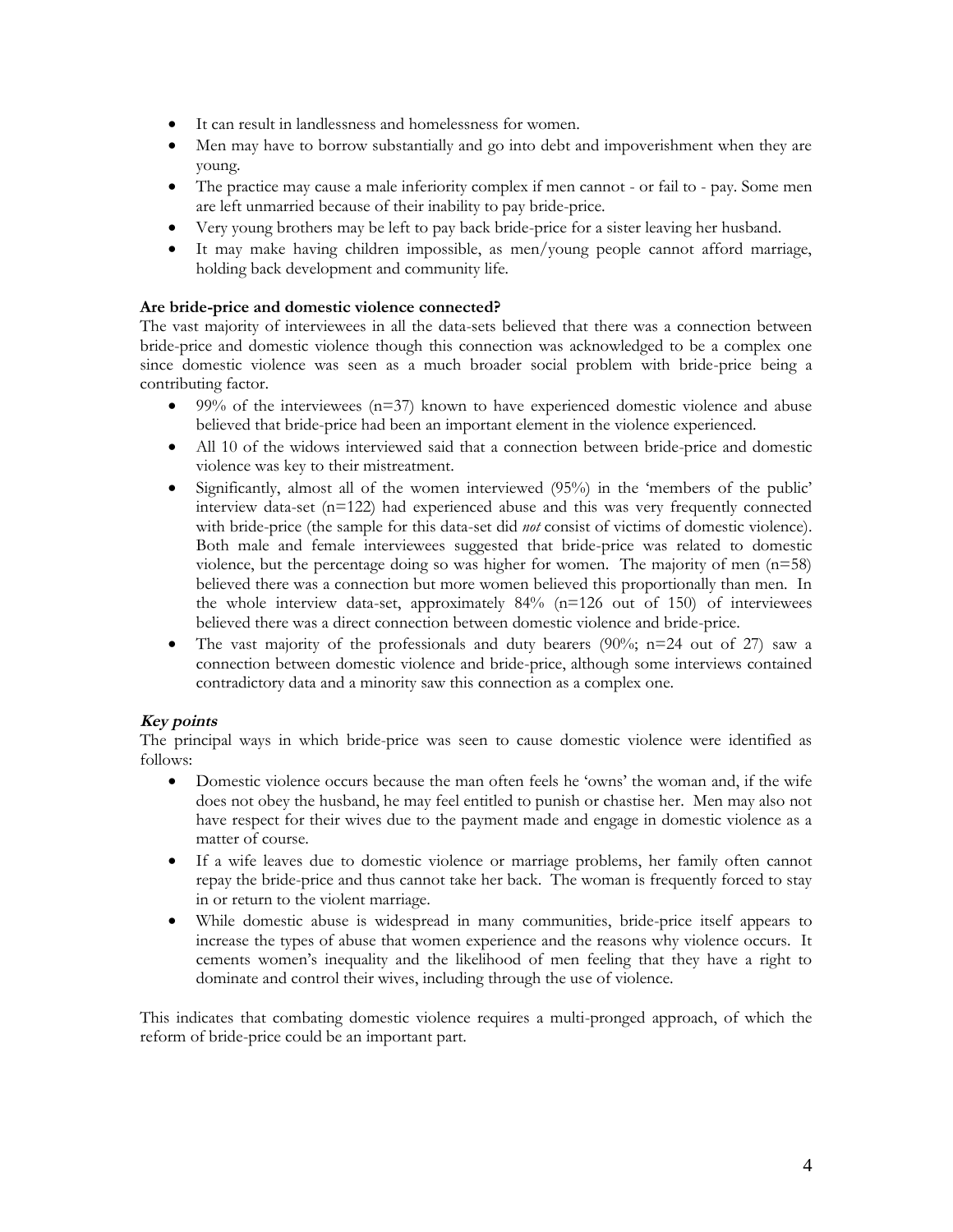- It can result in landlessness and homelessness for women.
- Men may have to borrow substantially and go into debt and impoverishment when they are young.
- The practice may cause a male inferiority complex if men cannot - or fail to - pay. Some men are left unmarried because of their inability to pay bride-price.
- Very young brothers may be left to pay back bride-price for a sister leaving her husband.
- It may make having children impossible, as men/young people cannot afford marriage, holding back development and community life.

**Are bride-price and domestic violence connected?**

The vast majority of interviewees in all the data-sets believed that there was a connection between bride-price and domestic violence though this connection was acknowledged to be a complex one since domestic violence was seen as a much broader social problem with bride-price being a contributing factor.

- 99% of the interviewees (n=37) known to have experienced domestic violence and abuse believed that bride-price had been an important element in the violence experienced.
- All 10 of the widows interviewed said that a connection between bride-price and domestic violence was key to their mistreatment.
- Significantly, almost all of the women interviewed (95%) in the 'members of the public' interview data-set (n=122) had experienced abuse and this was very frequently connected with bride-price (the sample for this data-set did *not* consist of victims of domestic violence). Both male and female interviewees suggested that bride-price was related to domestic violence, but the percentage doing so was higher for women. The majority of men (n=58) believed there was a connection but more women believed this proportionally than men. In the whole interview data-set, approximately 84% (n=126 out of 150) of interviewees believed there was a direct connection between domestic violence and bride-price.
- The vast majority of the professionals and duty bearers (90%; n=24 out of 27) saw a connection between domestic violence and bride-price, although some interviews contained contradictory data and a minority saw this connection as a complex one.

***Key points***

The principal ways in which bride-price was seen to cause domestic violence were identified as follows:

- Domestic violence occurs because the man often feels he 'owns' the woman and, if the wife does not obey the husband, he may feel entitled to punish or chastise her. Men may also not have respect for their wives due to the payment made and engage in domestic violence as a matter of course.
- If a wife leaves due to domestic violence or marriage problems, her family often cannot repay the bride-price and thus cannot take her back. The woman is frequently forced to stay in or return to the violent marriage.
- While domestic abuse is widespread in many communities, bride-price itself appears to increase the types of abuse that women experience and the reasons why violence occurs. It cements women's inequality and the likelihood of men feeling that they have a right to dominate and control their wives, including through the use of violence.

This indicates that combating domestic violence requires a multi-pronged approach, of which the reform of bride-price could be an important part.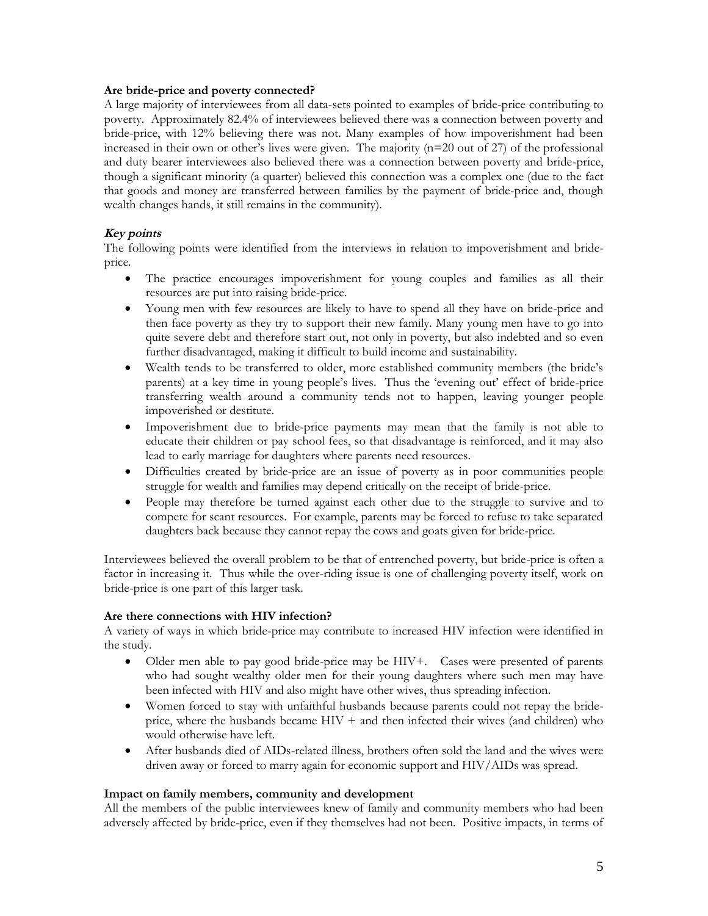**Are bride-price and poverty connected?**

A large majority of interviewees from all data-sets pointed to examples of bride-price contributing to poverty. Approximately 82.4% of interviewees believed there was a connection between poverty and bride-price, with 12% believing there was not. Many examples of how impoverishment had been increased in their own or other's lives were given. The majority (n=20 out of 27) of the professional and duty bearer interviewees also believed there was a connection between poverty and bride-price, though a significant minority (a quarter) believed this connection was a complex one (due to the fact that goods and money are transferred between families by the payment of bride-price and, though wealth changes hands, it still remains in the community).

***Key points***

The following points were identified from the interviews in relation to impoverishment and bride-price.

- The practice encourages impoverishment for young couples and families as all their resources are put into raising bride-price.
- Young men with few resources are likely to have to spend all they have on bride-price and then face poverty as they try to support their new family. Many young men have to go into quite severe debt and therefore start out, not only in poverty, but also indebted and so even further disadvantaged, making it difficult to build income and sustainability.
- Wealth tends to be transferred to older, more established community members (the bride's parents) at a key time in young people's lives. Thus the 'evening out' effect of bride-price transferring wealth around a community tends not to happen, leaving younger people impoverished or destitute.
- Impoverishment due to bride-price payments may mean that the family is not able to educate their children or pay school fees, so that disadvantage is reinforced, and it may also lead to early marriage for daughters where parents need resources.
- Difficulties created by bride-price are an issue of poverty as in poor communities people struggle for wealth and families may depend critically on the receipt of bride-price.
- People may therefore be turned against each other due to the struggle to survive and to compete for scant resources. For example, parents may be forced to refuse to take separated daughters back because they cannot repay the cows and goats given for bride-price.

Interviewees believed the overall problem to be that of entrenched poverty, but bride-price is often a factor in increasing it. Thus while the over-riding issue is one of challenging poverty itself, work on bride-price is one part of this larger task.

**Are there connections with HIV infection?**

A variety of ways in which bride-price may contribute to increased HIV infection were identified in the study.

- Older men able to pay good bride-price may be HIV+. Cases were presented of parents who had sought wealthy older men for their young daughters where such men may have been infected with HIV and also might have other wives, thus spreading infection.
- Women forced to stay with unfaithful husbands because parents could not repay the bride-price, where the husbands became HIV + and then infected their wives (and children) who would otherwise have left.
- After husbands died of AIDs-related illness, brothers often sold the land and the wives were driven away or forced to marry again for economic support and HIV/AIDs was spread.

**Impact on family members, community and development**

All the members of the public interviewees knew of family and community members who had been adversely affected by bride-price, even if they themselves had not been. Positive impacts, in terms of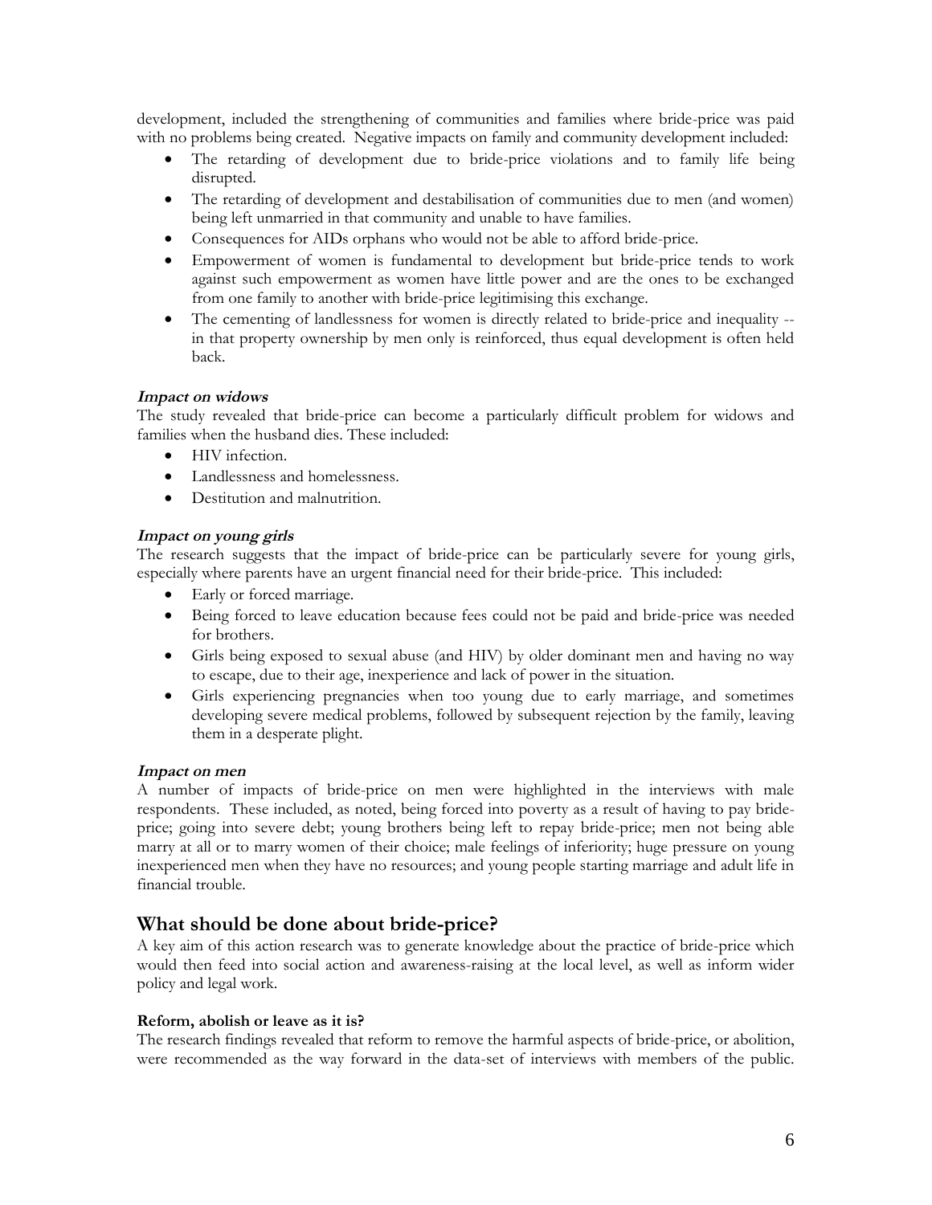development, included the strengthening of communities and families where bride-price was paid with no problems being created. Negative impacts on family and community development included:

- The retarding of development due to bride-price violations and to family life being disrupted.
- The retarding of development and destabilisation of communities due to men (and women) being left unmarried in that community and unable to have families.
- Consequences for AIDs orphans who would not be able to afford bride-price.
- Empowerment of women is fundamental to development but bride-price tends to work against such empowerment as women have little power and are the ones to be exchanged from one family to another with bride-price legitimising this exchange.
- The cementing of landlessness for women is directly related to bride-price and inequality -- in that property ownership by men only is reinforced, thus equal development is often held back.

***Impact on widows***

The study revealed that bride-price can become a particularly difficult problem for widows and families when the husband dies. These included:

- HIV infection.
- Landlessness and homelessness.
- Destitution and malnutrition.

***Impact on young girls***

The research suggests that the impact of bride-price can be particularly severe for young girls, especially where parents have an urgent financial need for their bride-price. This included:

- Early or forced marriage.
- Being forced to leave education because fees could not be paid and bride-price was needed for brothers.
- Girls being exposed to sexual abuse (and HIV) by older dominant men and having no way to escape, due to their age, inexperience and lack of power in the situation.
- Girls experiencing pregnancies when too young due to early marriage, and sometimes developing severe medical problems, followed by subsequent rejection by the family, leaving them in a desperate plight.

***Impact on men***

A number of impacts of bride-price on men were highlighted in the interviews with male respondents. These included, as noted, being forced into poverty as a result of having to pay bride-price; going into severe debt; young brothers being left to repay bride-price; men not being able marry at all or to marry women of their choice; male feelings of inferiority; huge pressure on young inexperienced men when they have no resources; and young people starting marriage and adult life in financial trouble.

## What should be done about bride-price?

A key aim of this action research was to generate knowledge about the practice of bride-price which would then feed into social action and awareness-raising at the local level, as well as inform wider policy and legal work.

**Reform, abolish or leave as it is?**

The research findings revealed that reform to remove the harmful aspects of bride-price, or abolition, were recommended as the way forward in the data-set of interviews with members of the public.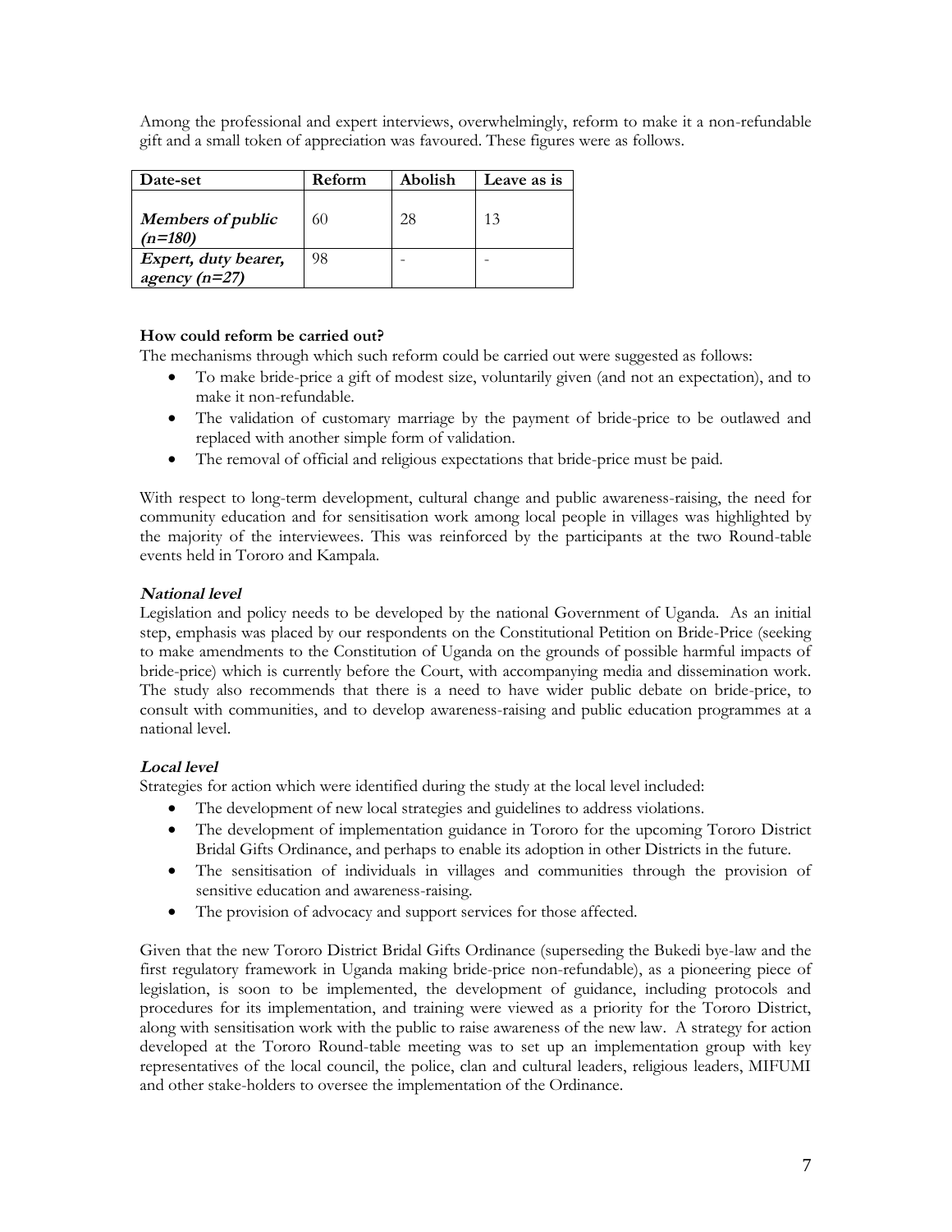Among the professional and expert interviews, overwhelmingly, reform to make it a non-refundable gift and a small token of appreciation was favoured. These figures were as follows.

| Date-set | Reform | Abolish | Leave as is |
|---|---|---|---|
| ***Members of public (n=180)*** | 60 | 28 | 13 |
| ***Expert, duty bearer, agency (n=27)*** | 98 | - | - |

**How could reform be carried out?**

The mechanisms through which such reform could be carried out were suggested as follows:

- To make bride-price a gift of modest size, voluntarily given (and not an expectation), and to make it non-refundable.
- The validation of customary marriage by the payment of bride-price to be outlawed and replaced with another simple form of validation.
- The removal of official and religious expectations that bride-price must be paid.

With respect to long-term development, cultural change and public awareness-raising, the need for community education and for sensitisation work among local people in villages was highlighted by the majority of the interviewees. This was reinforced by the participants at the two Round-table events held in Tororo and Kampala.

***National level***

Legislation and policy needs to be developed by the national Government of Uganda. As an initial step, emphasis was placed by our respondents on the Constitutional Petition on Bride-Price (seeking to make amendments to the Constitution of Uganda on the grounds of possible harmful impacts of bride-price) which is currently before the Court, with accompanying media and dissemination work. The study also recommends that there is a need to have wider public debate on bride-price, to consult with communities, and to develop awareness-raising and public education programmes at a national level.

***Local level***

Strategies for action which were identified during the study at the local level included:

- The development of new local strategies and guidelines to address violations.
- The development of implementation guidance in Tororo for the upcoming Tororo District Bridal Gifts Ordinance, and perhaps to enable its adoption in other Districts in the future.
- The sensitisation of individuals in villages and communities through the provision of sensitive education and awareness-raising.
- The provision of advocacy and support services for those affected.

Given that the new Tororo District Bridal Gifts Ordinance (superseding the Bukedi bye-law and the first regulatory framework in Uganda making bride-price non-refundable), as a pioneering piece of legislation, is soon to be implemented, the development of guidance, including protocols and procedures for its implementation, and training were viewed as a priority for the Tororo District, along with sensitisation work with the public to raise awareness of the new law. A strategy for action developed at the Tororo Round-table meeting was to set up an implementation group with key representatives of the local council, the police, clan and cultural leaders, religious leaders, MIFUMI and other stake-holders to oversee the implementation of the Ordinance.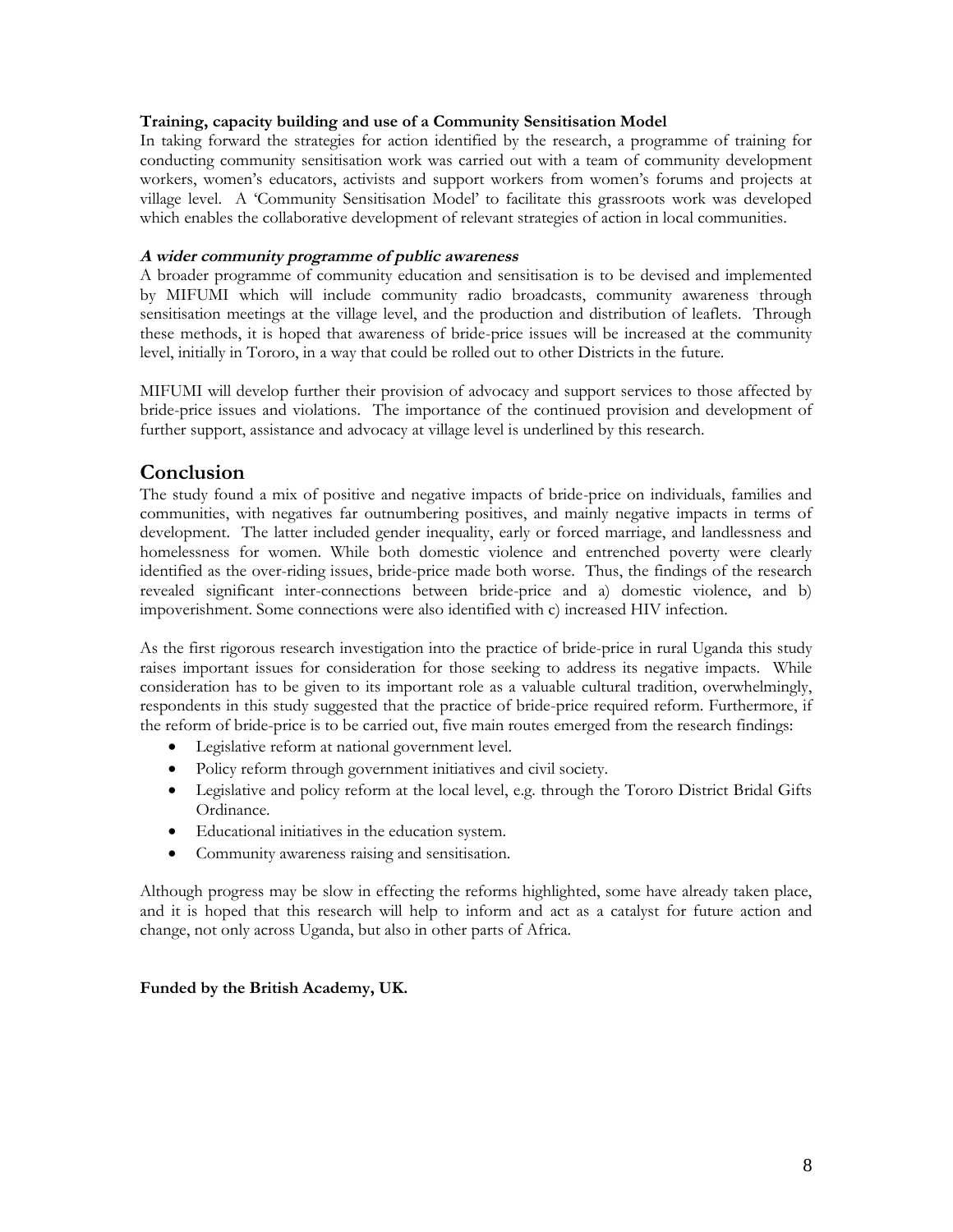**Training, capacity building and use of a Community Sensitisation Model**

In taking forward the strategies for action identified by the research, a programme of training for conducting community sensitisation work was carried out with a team of community development workers, women's educators, activists and support workers from women's forums and projects at village level. A 'Community Sensitisation Model' to facilitate this grassroots work was developed which enables the collaborative development of relevant strategies of action in local communities.

***A wider community programme of public awareness***

A broader programme of community education and sensitisation is to be devised and implemented by MIFUMI which will include community radio broadcasts, community awareness through sensitisation meetings at the village level, and the production and distribution of leaflets. Through these methods, it is hoped that awareness of bride-price issues will be increased at the community level, initially in Tororo, in a way that could be rolled out to other Districts in the future.

MIFUMI will develop further their provision of advocacy and support services to those affected by bride-price issues and violations. The importance of the continued provision and development of further support, assistance and advocacy at village level is underlined by this research.

## Conclusion

The study found a mix of positive and negative impacts of bride-price on individuals, families and communities, with negatives far outnumbering positives, and mainly negative impacts in terms of development. The latter included gender inequality, early or forced marriage, and landlessness and homelessness for women. While both domestic violence and entrenched poverty were clearly identified as the over-riding issues, bride-price made both worse. Thus, the findings of the research revealed significant inter-connections between bride-price and a) domestic violence, and b) impoverishment. Some connections were also identified with c) increased HIV infection.

As the first rigorous research investigation into the practice of bride-price in rural Uganda this study raises important issues for consideration for those seeking to address its negative impacts. While consideration has to be given to its important role as a valuable cultural tradition, overwhelmingly, respondents in this study suggested that the practice of bride-price required reform. Furthermore, if the reform of bride-price is to be carried out, five main routes emerged from the research findings:

- Legislative reform at national government level.
- Policy reform through government initiatives and civil society.
- Legislative and policy reform at the local level, e.g. through the Tororo District Bridal Gifts Ordinance.
- Educational initiatives in the education system.
- Community awareness raising and sensitisation.

Although progress may be slow in effecting the reforms highlighted, some have already taken place, and it is hoped that this research will help to inform and act as a catalyst for future action and change, not only across Uganda, but also in other parts of Africa.

**Funded by the British Academy, UK.**